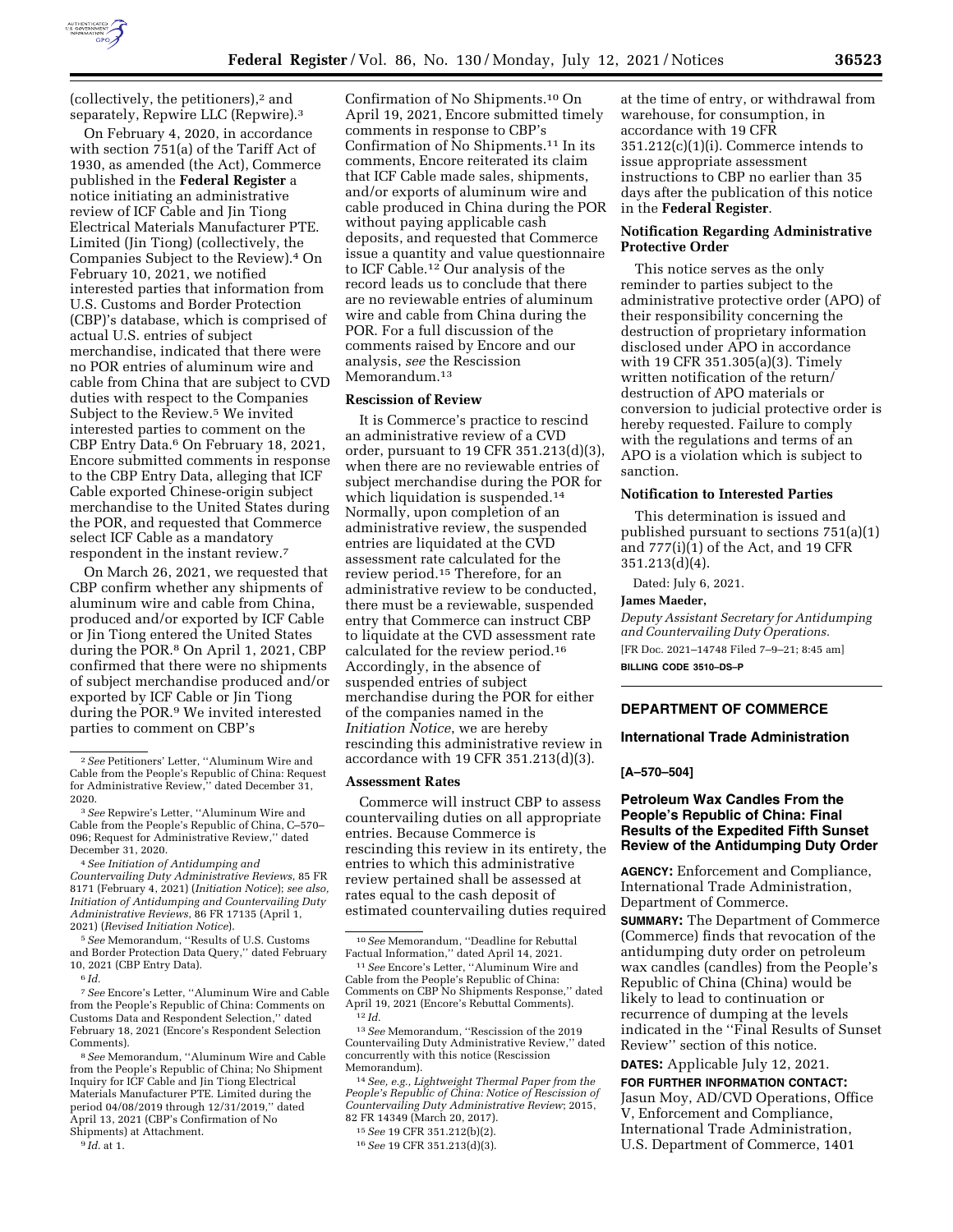(collectively, the petitioners),[2] and separately, Repwire LLC (Repwire).[3]

On February 4, 2020, in accordance with section 751(a) of the Tariff Act of 1930, as amended (the Act), Commerce published in the **Federal Register** a notice initiating an administrative review of ICF Cable and Jin Tiong Electrical Materials Manufacturer PTE. Limited (Jin Tiong) (collectively, the Companies Subject to the Review).[4] On February 10, 2021, we notified interested parties that information from U.S. Customs and Border Protection (CBP)'s database, which is comprised of actual U.S. entries of subject merchandise, indicated that there were no POR entries of aluminum wire and cable from China that are subject to CVD duties with respect to the Companies Subject to the Review.[5] We invited interested parties to comment on the CBP Entry Data.[6] On February 18, 2021, Encore submitted comments in response to the CBP Entry Data, alleging that ICF Cable exported Chinese-origin subject merchandise to the United States during the POR, and requested that Commerce select ICF Cable as a mandatory respondent in the instant review.[7]

On March 26, 2021, we requested that CBP confirm whether any shipments of aluminum wire and cable from China, produced and/or exported by ICF Cable or Jin Tiong entered the United States during the POR.[8] On April 1, 2021, CBP confirmed that there were no shipments of subject merchandise produced and/or exported by ICF Cable or Jin Tiong during the POR.[9] We invited interested parties to comment on CBP's Confirmation of No Shipments.[10] On April 19, 2021, Encore submitted timely comments in response to CBP's Confirmation of No Shipments.[11] In its comments, Encore reiterated its claim that ICF Cable made sales, shipments, and/or exports of aluminum wire and cable produced in China during the POR without paying applicable cash deposits, and requested that Commerce issue a quantity and value questionnaire to ICF Cable.[12] Our analysis of the record leads us to conclude that there are no reviewable entries of aluminum wire and cable from China during the POR. For a full discussion of the comments raised by Encore and our analysis, *see* the Rescission Memorandum.[13]

### Rescission of Review

It is Commerce's practice to rescind an administrative review of a CVD order, pursuant to 19 CFR 351.213(d)(3), when there are no reviewable entries of subject merchandise during the POR for which liquidation is suspended.[14] Normally, upon completion of an administrative review, the suspended entries are liquidated at the CVD assessment rate calculated for the review period.[15] Therefore, for an administrative review to be conducted, there must be a reviewable, suspended entry that Commerce can instruct CBP to liquidate at the CVD assessment rate calculated for the review period.[16] Accordingly, in the absence of suspended entries of subject merchandise during the POR for either of the companies named in the *Initiation Notice*, we are hereby rescinding this administrative review in accordance with 19 CFR 351.213(d)(3).

### Assessment Rates

Commerce will instruct CBP to assess countervailing duties on all appropriate entries. Because Commerce is rescinding this review in its entirety, the entries to which this administrative review pertained shall be assessed at rates equal to the cash deposit of estimated countervailing duties required at the time of entry, or withdrawal from warehouse, for consumption, in accordance with 19 CFR 351.212(c)(1)(i). Commerce intends to issue appropriate assessment instructions to CBP no earlier than 35 days after the publication of this notice in the **Federal Register**.

### Notification Regarding Administrative Protective Order

This notice serves as the only reminder to parties subject to the administrative protective order (APO) of their responsibility concerning the destruction of proprietary information disclosed under APO in accordance with 19 CFR 351.305(a)(3). Timely written notification of the return/destruction of APO materials or conversion to judicial protective order is hereby requested. Failure to comply with the regulations and terms of an APO is a violation which is subject to sanction.

### Notification to Interested Parties

This determination is issued and published pursuant to sections 751(a)(1) and 777(i)(1) of the Act, and 19 CFR 351.213(d)(4).

Dated: July 6, 2021.

**James Maeder,**

*Deputy Assistant Secretary for Antidumping and Countervailing Duty Operations.*

[FR Doc. 2021–14748 Filed 7–9–21; 8:45 am]

**BILLING CODE 3510–DS–P**

---

[2] *See* Petitioners' Letter, "Aluminum Wire and Cable from the People's Republic of China: Request for Administrative Review," dated December 31, 2020.

[3] *See* Repwire's Letter, "Aluminum Wire and Cable from the People's Republic of China, C–570–096; Request for Administrative Review," dated December 31, 2020.

[4] *See Initiation of Antidumping and Countervailing Duty Administrative Reviews*, 85 FR 8171 (February 4, 2021) (*Initiation Notice*); *see also, Initiation of Antidumping and Countervailing Duty Administrative Reviews*, 86 FR 17135 (April 1, 2021) (*Revised Initiation Notice*).

[5] *See* Memorandum, "Results of U.S. Customs and Border Protection Data Query," dated February 10, 2021 (CBP Entry Data).

[6] *Id.*

[7] *See* Encore's Letter, "Aluminum Wire and Cable from the People's Republic of China: Comments on Customs Data and Respondent Selection," dated February 18, 2021 (Encore's Respondent Selection Comments).

[8] *See* Memorandum, "Aluminum Wire and Cable from the People's Republic of China; No Shipment Inquiry for ICF Cable and Jin Tiong Electrical Materials Manufacturer PTE. Limited during the period 04/08/2019 through 12/31/2019," dated April 13, 2021 (CBP's Confirmation of No Shipments) at Attachment.

[9] *Id.* at 1.

[10] *See* Memorandum, "Deadline for Rebuttal Factual Information," dated April 14, 2021.

[11] *See* Encore's Letter, "Aluminum Wire and Cable from the People's Republic of China: Comments on CBP No Shipments Response," dated April 19, 2021 (Encore's Rebuttal Comments).

[12] *Id.*

[13] *See* Memorandum, "Rescission of the 2019 Countervailing Duty Administrative Review," dated concurrently with this notice (Rescission Memorandum).

[14] *See, e.g., Lightweight Thermal Paper from the People's Republic of China: Notice of Rescission of Countervailing Duty Administrative Review*; 2015, 82 FR 14349 (March 20, 2017).

[15] *See* 19 CFR 351.212(b)(2).

[16] *See* 19 CFR 351.213(d)(3).

---

## DEPARTMENT OF COMMERCE

### International Trade Administration

**[A–570–504]**

### Petroleum Wax Candles From the People's Republic of China: Final Results of the Expedited Fifth Sunset Review of the Antidumping Duty Order

**AGENCY:** Enforcement and Compliance, International Trade Administration, Department of Commerce.

**SUMMARY:** The Department of Commerce (Commerce) finds that revocation of the antidumping duty order on petroleum wax candles (candles) from the People's Republic of China (China) would be likely to lead to continuation or recurrence of dumping at the levels indicated in the "Final Results of Sunset Review" section of this notice.

**DATES:** Applicable July 12, 2021.

**FOR FURTHER INFORMATION CONTACT:** Jasun Moy, AD/CVD Operations, Office V, Enforcement and Compliance, International Trade Administration, U.S. Department of Commerce, 1401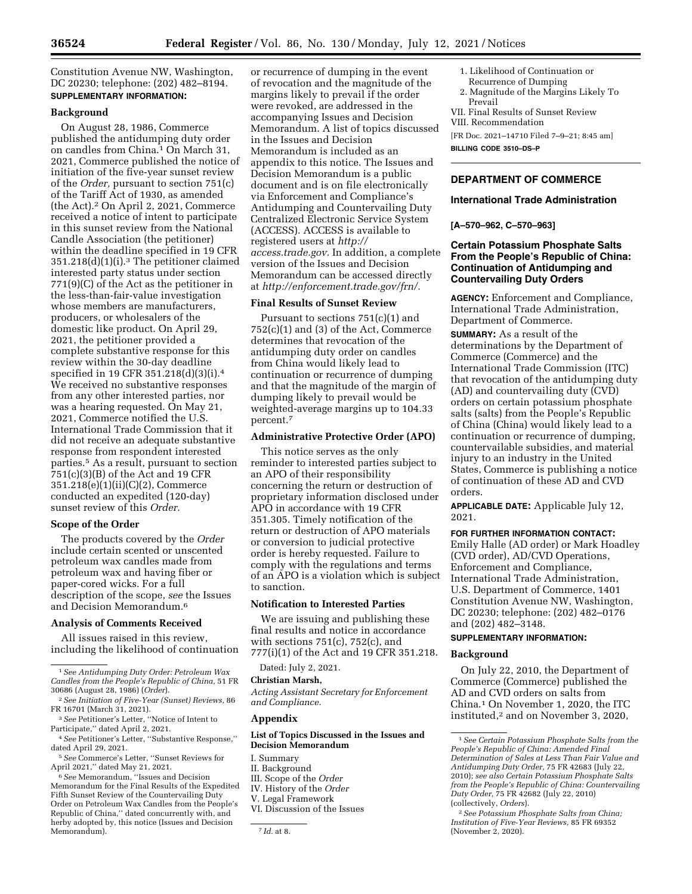Constitution Avenue NW, Washington, DC 20230; telephone: (202) 482–8194.

**SUPPLEMENTARY INFORMATION:**

## Background

On August 28, 1986, Commerce published the antidumping duty order on candles from China.[1] On March 31, 2021, Commerce published the notice of initiation of the five-year sunset review of the *Order,* pursuant to section 751(c) of the Tariff Act of 1930, as amended (the Act).[2] On April 2, 2021, Commerce received a notice of intent to participate in this sunset review from the National Candle Association (the petitioner) within the deadline specified in 19 CFR 351.218(d)(1)(i).[3] The petitioner claimed interested party status under section 771(9)(C) of the Act as the petitioner in the less-than-fair-value investigation whose members are manufacturers, producers, or wholesalers of the domestic like product. On April 29, 2021, the petitioner provided a complete substantive response for this review within the 30-day deadline specified in 19 CFR 351.218(d)(3)(i).[4] We received no substantive responses from any other interested parties, nor was a hearing requested. On May 21, 2021, Commerce notified the U.S. International Trade Commission that it did not receive an adequate substantive response from respondent interested parties.[5] As a result, pursuant to section 751(c)(3)(B) of the Act and 19 CFR 351.218(e)(1)(ii)(C)(2), Commerce conducted an expedited (120-day) sunset review of this *Order.*

## Scope of the Order

The products covered by the *Order* include certain scented or unscented petroleum wax candles made from petroleum wax and having fiber or paper-cored wicks. For a full description of the scope, *see* the Issues and Decision Memorandum.[6]

## Analysis of Comments Received

All issues raised in this review, including the likelihood of continuation or recurrence of dumping in the event of revocation and the magnitude of the margins likely to prevail if the order were revoked, are addressed in the accompanying Issues and Decision Memorandum. A list of topics discussed in the Issues and Decision Memorandum is included as an appendix to this notice. The Issues and Decision Memorandum is a public document and is on file electronically via Enforcement and Compliance's Antidumping and Countervailing Duty Centralized Electronic Service System (ACCESS). ACCESS is available to registered users at *http://access.trade.gov.* In addition, a complete version of the Issues and Decision Memorandum can be accessed directly at *http://enforcement.trade.gov/frn/.*

## Final Results of Sunset Review

Pursuant to sections 751(c)(1) and 752(c)(1) and (3) of the Act, Commerce determines that revocation of the antidumping duty order on candles from China would likely lead to continuation or recurrence of dumping and that the magnitude of the margin of dumping likely to prevail would be weighted-average margins up to 104.33 percent.[7]

## Administrative Protective Order (APO)

This notice serves as the only reminder to interested parties subject to an APO of their responsibility concerning the return or destruction of proprietary information disclosed under APO in accordance with 19 CFR 351.305. Timely notification of the return or destruction of APO materials or conversion to judicial protective order is hereby requested. Failure to comply with the regulations and terms of an APO is a violation which is subject to sanction.

## Notification to Interested Parties

We are issuing and publishing these final results and notice in accordance with sections 751(c), 752(c), and 777(i)(1) of the Act and 19 CFR 351.218.

Dated: July 2, 2021.

**Christian Marsh,**

*Acting Assistant Secretary for Enforcement and Compliance.*

## Appendix

### List of Topics Discussed in the Issues and Decision Memorandum

I. Summary
II. Background
III. Scope of the *Order*
IV. History of the *Order*
V. Legal Framework
VI. Discussion of the Issues
 1. Likelihood of Continuation or Recurrence of Dumping
 2. Magnitude of the Margins Likely To Prevail
VII. Final Results of Sunset Review
VIII. Recommendation

[FR Doc. 2021–14710 Filed 7–9–21; 8:45 am]

**BILLING CODE 3510–DS–P**

[1] *See Antidumping Duty Order: Petroleum Wax Candles from the People's Republic of China,* 51 FR 30686 (August 28, 1986) (*Order*).

[2] *See Initiation of Five-Year (Sunset) Reviews,* 86 FR 16701 (March 31, 2021).

[3] *See* Petitioner's Letter, "Notice of Intent to Participate," dated April 2, 2021.

[4] *See* Petitioner's Letter, "Substantive Response," dated April 29, 2021.

[5] *See* Commerce's Letter, "Sunset Reviews for April 2021," dated May 21, 2021.

[6] *See* Memorandum, "Issues and Decision Memorandum for the Final Results of the Expedited Fifth Sunset Review of the Countervailing Duty Order on Petroleum Wax Candles from the People's Republic of China," dated concurrently with, and herby adopted by, this notice (Issues and Decision Memorandum).

[7] *Id.* at 8.

# DEPARTMENT OF COMMERCE

## International Trade Administration

**[A–570–962, C–570–963]**

## Certain Potassium Phosphate Salts From the People's Republic of China: Continuation of Antidumping and Countervailing Duty Orders

**AGENCY:** Enforcement and Compliance, International Trade Administration, Department of Commerce.

**SUMMARY:** As a result of the determinations by the Department of Commerce (Commerce) and the International Trade Commission (ITC) that revocation of the antidumping duty (AD) and countervailing duty (CVD) orders on certain potassium phosphate salts (salts) from the People's Republic of China (China) would likely lead to a continuation or recurrence of dumping, countervailable subsidies, and material injury to an industry in the United States, Commerce is publishing a notice of continuation of these AD and CVD orders.

**APPLICABLE DATE:** Applicable July 12, 2021.

**FOR FURTHER INFORMATION CONTACT:** Emily Halle (AD order) or Mark Hoadley (CVD order), AD/CVD Operations, Enforcement and Compliance, International Trade Administration, U.S. Department of Commerce, 1401 Constitution Avenue NW, Washington, DC 20230; telephone: (202) 482–0176 and (202) 482–3148.

**SUPPLEMENTARY INFORMATION:**

## Background

On July 22, 2010, the Department of Commerce (Commerce) published the AD and CVD orders on salts from China.[1] On November 1, 2020, the ITC instituted,[2] and on November 3, 2020,

[1] *See Certain Potassium Phosphate Salts from the People's Republic of China: Amended Final Determination of Sales at Less Than Fair Value and Antidumping Duty Order,* 75 FR 42683 (July 22, 2010); *see also Certain Potassium Phosphate Salts from the People's Republic of China: Countervailing Duty Order,* 75 FR 42682 (July 22, 2010) (collectively, *Orders*).

[2] *See Potassium Phosphate Salts from China; Institution of Five-Year Reviews,* 85 FR 69352 (November 2, 2020).